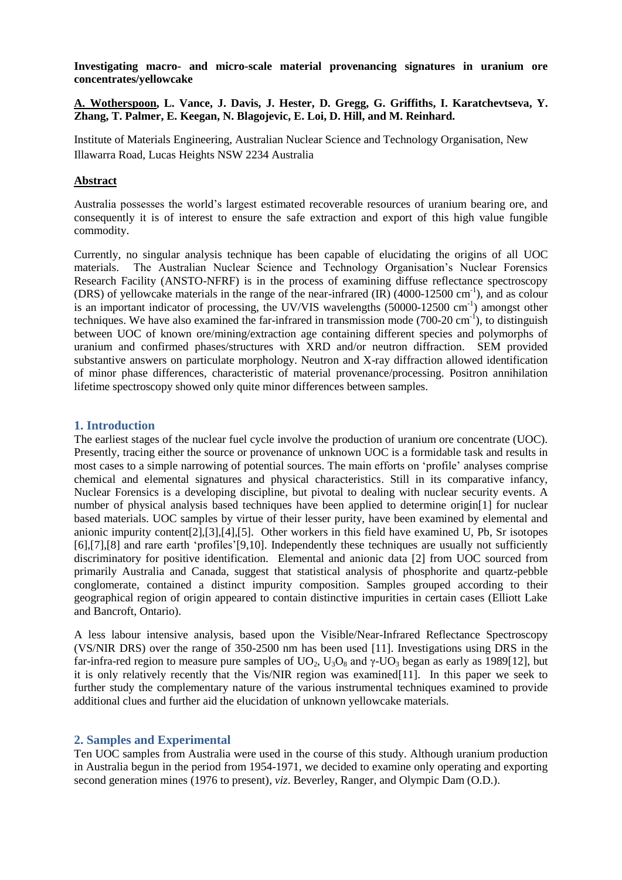**Investigating macro- and micro-scale material provenancing signatures in uranium ore concentrates/yellowcake**

**A. Wotherspoon, L. Vance, J. Davis, J. Hester, D. Gregg, G. Griffiths, I. Karatchevtseva, Y. Zhang, T. Palmer, E. Keegan, N. Blagojevic, E. Loi, D. Hill, and M. Reinhard.**

Institute of Materials Engineering, Australian Nuclear Science and Technology Organisation, New Illawarra Road, Lucas Heights NSW 2234 Australia

## Abstract

Australia possesses the world's largest estimated recoverable resources of uranium bearing ore, and consequently it is of interest to ensure the safe extraction and export of this high value fungible commodity.

Currently, no singular analysis technique has been capable of elucidating the origins of all UOC materials. The Australian Nuclear Science and Technology Organisation's Nuclear Forensics Research Facility (ANSTO-NFRF) is in the process of examining diffuse reflectance spectroscopy (DRS) of yellowcake materials in the range of the near-infrared (IR) (4000-12500 $cm^{-1}$), and as colour is an important indicator of processing, the UV/VIS wavelengths (50000-12500 $cm^{-1}$) amongst other techniques. We have also examined the far-infrared in transmission mode (700-20 $cm^{-1}$), to distinguish between UOC of known ore/mining/extraction age containing different species and polymorphs of uranium and confirmed phases/structures with XRD and/or neutron diffraction. SEM provided substantive answers on particulate morphology. Neutron and X-ray diffraction allowed identification of minor phase differences, characteristic of material provenance/processing. Positron annihilation lifetime spectroscopy showed only quite minor differences between samples.

## 1. Introduction

The earliest stages of the nuclear fuel cycle involve the production of uranium ore concentrate (UOC). Presently, tracing either the source or provenance of unknown UOC is a formidable task and results in most cases to a simple narrowing of potential sources. The main efforts on 'profile' analyses comprise chemical and elemental signatures and physical characteristics. Still in its comparative infancy, Nuclear Forensics is a developing discipline, but pivotal to dealing with nuclear security events. A number of physical analysis based techniques have been applied to determine origin[1] for nuclear based materials. UOC samples by virtue of their lesser purity, have been examined by elemental and anionic impurity content[2],[3],[4],[5]. Other workers in this field have examined U, Pb, Sr isotopes [6],[7],[8] and rare earth 'profiles'[9,10]. Independently these techniques are usually not sufficiently discriminatory for positive identification. Elemental and anionic data [2] from UOC sourced from primarily Australia and Canada, suggest that statistical analysis of phosphorite and quartz-pebble conglomerate, contained a distinct impurity composition. Samples grouped according to their geographical region of origin appeared to contain distinctive impurities in certain cases (Elliott Lake and Bancroft, Ontario).

A less labour intensive analysis, based upon the Visible/Near-Infrared Reflectance Spectroscopy (VS/NIR DRS) over the range of 350-2500 nm has been used [11]. Investigations using DRS in the far-infra-red region to measure pure samples of $UO_2$, $U_3O_8$ and $\gamma$-$UO_3$ began as early as 1989[12], but it is only relatively recently that the Vis/NIR region was examined[11]. In this paper we seek to further study the complementary nature of the various instrumental techniques examined to provide additional clues and further aid the elucidation of unknown yellowcake materials.

## 2. Samples and Experimental

Ten UOC samples from Australia were used in the course of this study. Although uranium production in Australia begun in the period from 1954-1971, we decided to examine only operating and exporting second generation mines (1976 to present), *viz*. Beverley, Ranger, and Olympic Dam (O.D.).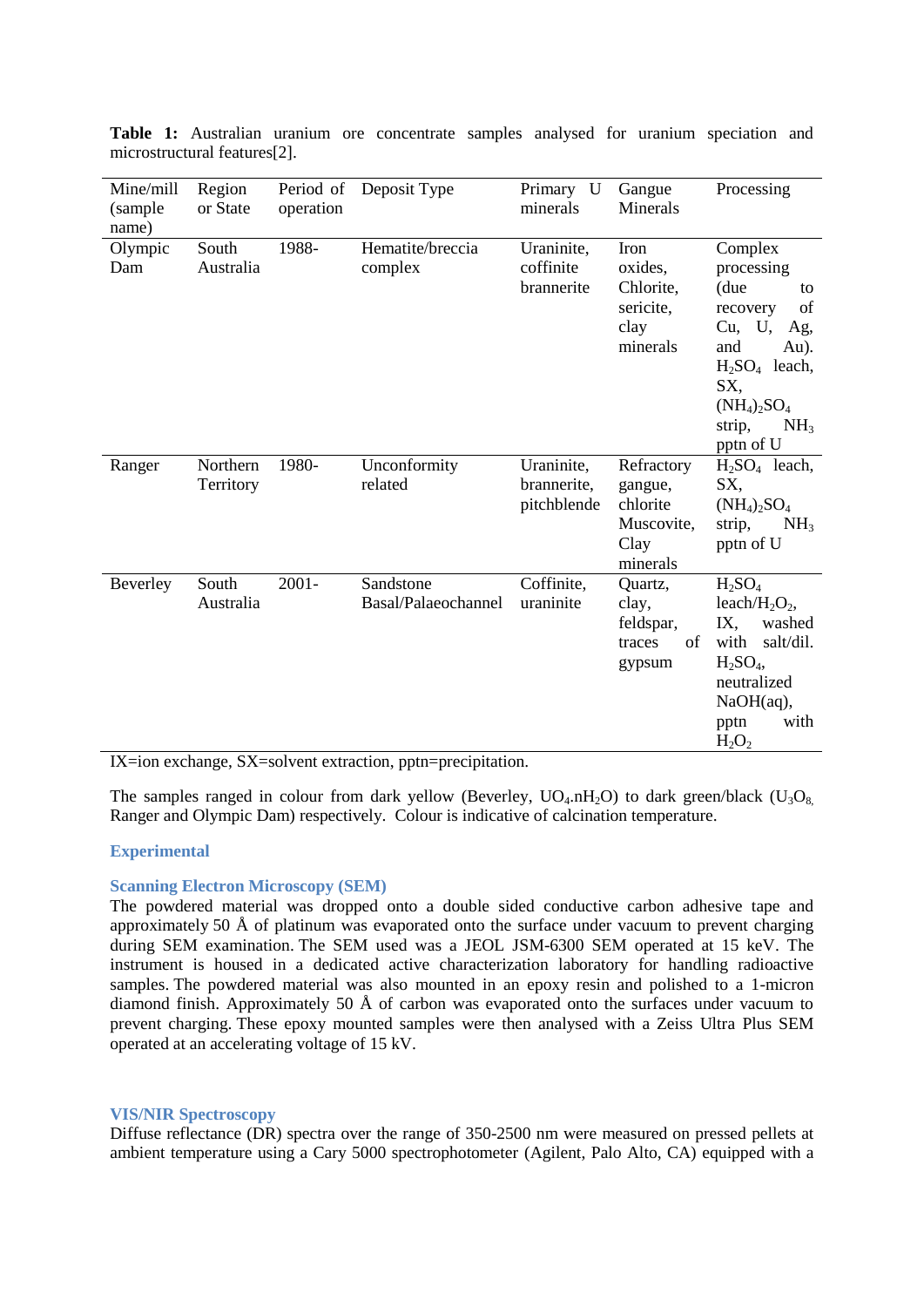**Table 1:** Australian uranium ore concentrate samples analysed for uranium speciation and microstructural features[2].

| Mine/mill (sample name) | Region or State | Period of operation | Deposit Type | Primary U minerals | Gangue Minerals | Processing |
|---|---|---|---|---|---|---|
| Olympic Dam | South Australia | 1988- | Hematite/breccia complex | Uraninite, coffinite brannerite | Iron oxides, Chlorite, sericite, clay minerals | Complex processing (due to recovery of Cu, U, Ag, and Au). $H_2SO_4$ leach, SX, $(NH_4)_2SO_4$ strip, $NH_3$ pptn of U |
| Ranger | Northern Territory | 1980- | Unconformity related | Uraninite, brannerite, pitchblende | Refractory gangue, chlorite Muscovite, Clay minerals | $H_2SO_4$ leach, SX, $(NH_4)_2SO_4$ strip, $NH_3$ pptn of U |
| Beverley | South Australia | 2001- | Sandstone Basal/Palaeochannel | Coffinite, uraninite | Quartz, clay, feldspar, traces of gypsum | $H_2SO_4$ leach/$H_2O_2$, IX, washed with salt/dil. $H_2SO_4$, neutralized NaOH(aq), pptn with $H_2O_2$ |

IX=ion exchange, SX=solvent extraction, pptn=precipitation.

The samples ranged in colour from dark yellow (Beverley, $UO_4.nH_2O$) to dark green/black ($U_3O_8$, Ranger and Olympic Dam) respectively. Colour is indicative of calcination temperature.

## Experimental

### Scanning Electron Microscopy (SEM)

The powdered material was dropped onto a double sided conductive carbon adhesive tape and approximately 50 Å of platinum was evaporated onto the surface under vacuum to prevent charging during SEM examination. The SEM used was a JEOL JSM-6300 SEM operated at 15 keV. The instrument is housed in a dedicated active characterization laboratory for handling radioactive samples. The powdered material was also mounted in an epoxy resin and polished to a 1-micron diamond finish. Approximately 50 Å of carbon was evaporated onto the surfaces under vacuum to prevent charging. These epoxy mounted samples were then analysed with a Zeiss Ultra Plus SEM operated at an accelerating voltage of 15 kV.

### VIS/NIR Spectroscopy

Diffuse reflectance (DR) spectra over the range of 350-2500 nm were measured on pressed pellets at ambient temperature using a Cary 5000 spectrophotometer (Agilent, Palo Alto, CA) equipped with a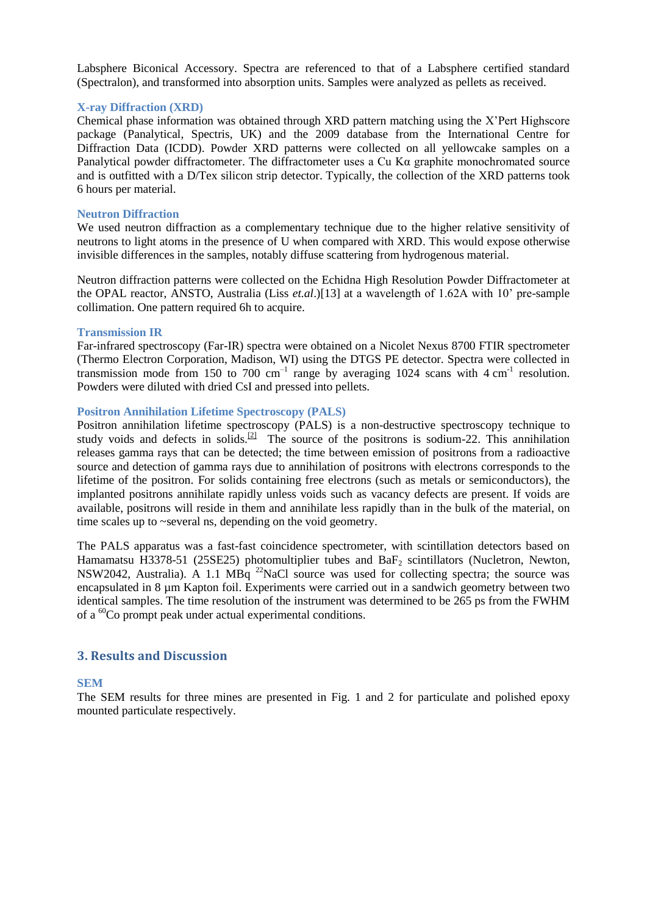Labsphere Biconical Accessory. Spectra are referenced to that of a Labsphere certified standard (Spectralon), and transformed into absorption units. Samples were analyzed as pellets as received.

### X-ray Diffraction (XRD)

Chemical phase information was obtained through XRD pattern matching using the X'Pert Highscore package (Panalytical, Spectris, UK) and the 2009 database from the International Centre for Diffraction Data (ICDD). Powder XRD patterns were collected on all yellowcake samples on a Panalytical powder diffractometer. The diffractometer uses a Cu Kα graphite monochromated source and is outfitted with a D/Tex silicon strip detector. Typically, the collection of the XRD patterns took 6 hours per material.

### Neutron Diffraction

We used neutron diffraction as a complementary technique due to the higher relative sensitivity of neutrons to light atoms in the presence of U when compared with XRD. This would expose otherwise invisible differences in the samples, notably diffuse scattering from hydrogenous material.

Neutron diffraction patterns were collected on the Echidna High Resolution Powder Diffractometer at the OPAL reactor, ANSTO, Australia (Liss *et.al*.)[13] at a wavelength of 1.62A with 10' pre-sample collimation. One pattern required 6h to acquire.

### Transmission IR

Far-infrared spectroscopy (Far-IR) spectra were obtained on a Nicolet Nexus 8700 FTIR spectrometer (Thermo Electron Corporation, Madison, WI) using the DTGS PE detector. Spectra were collected in transmission mode from 150 to 700 $cm^{-1}$ range by averaging 1024 scans with 4 $cm^{-1}$ resolution. Powders were diluted with dried CsI and pressed into pellets.

### Positron Annihilation Lifetime Spectroscopy (PALS)

Positron annihilation lifetime spectroscopy (PALS) is a non-destructive spectroscopy technique to study voids and defects in solids.[2] The source of the positrons is sodium-22. This annihilation releases gamma rays that can be detected; the time between emission of positrons from a radioactive source and detection of gamma rays due to annihilation of positrons with electrons corresponds to the lifetime of the positron. For solids containing free electrons (such as metals or semiconductors), the implanted positrons annihilate rapidly unless voids such as vacancy defects are present. If voids are available, positrons will reside in them and annihilate less rapidly than in the bulk of the material, on time scales up to ~several ns, depending on the void geometry.

The PALS apparatus was a fast-fast coincidence spectrometer, with scintillation detectors based on Hamamatsu H3378-51 (25SE25) photomultiplier tubes and $BaF_2$ scintillators (Nucletron, Newton, NSW2042, Australia). A 1.1 MBq $^{22}NaCl$ source was used for collecting spectra; the source was encapsulated in 8 µm Kapton foil. Experiments were carried out in a sandwich geometry between two identical samples. The time resolution of the instrument was determined to be 265 ps from the FWHM of a $^{60}Co$ prompt peak under actual experimental conditions.

## 3. Results and Discussion

### SEM

The SEM results for three mines are presented in Fig. 1 and 2 for particulate and polished epoxy mounted particulate respectively.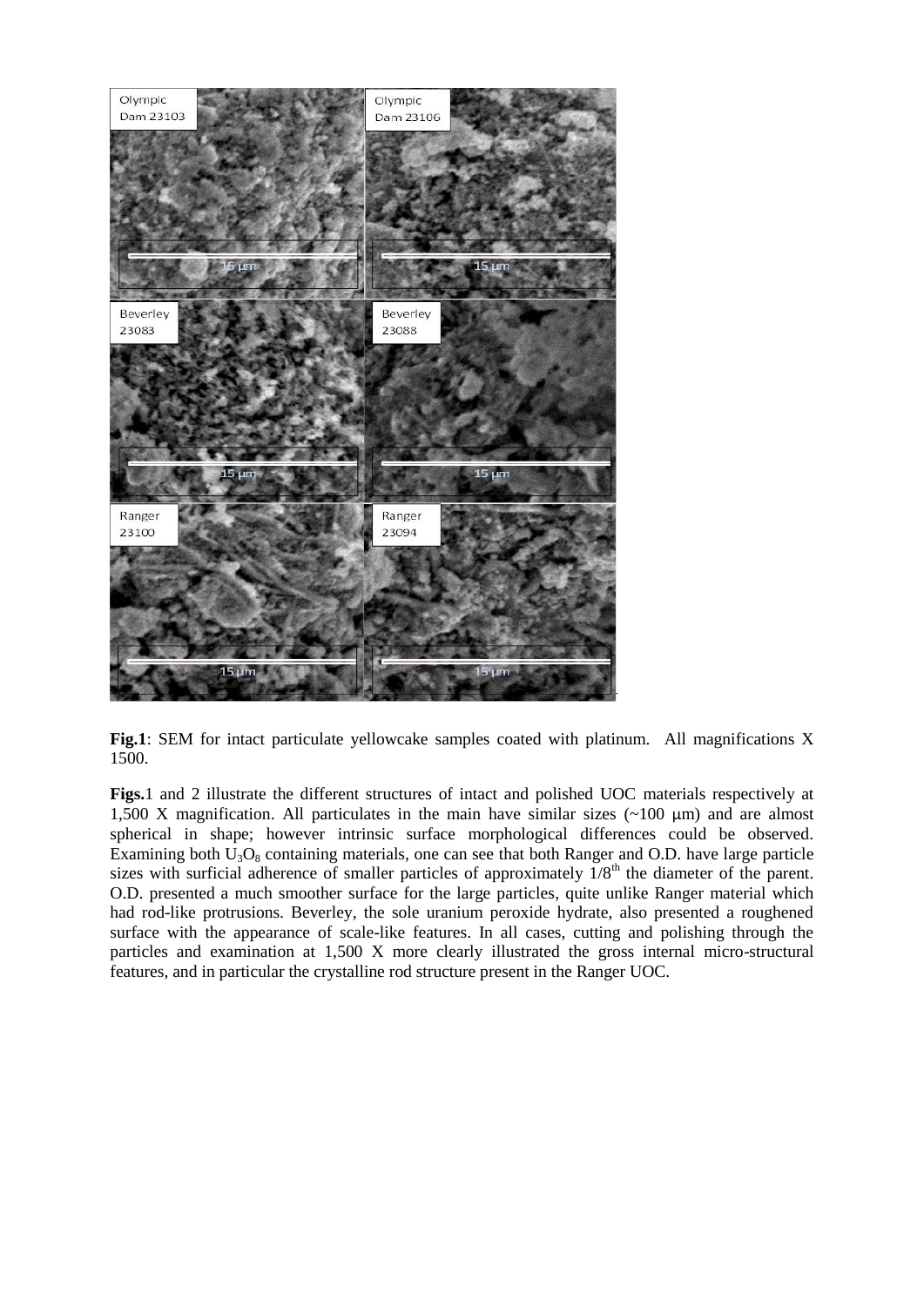**Fig.1**: SEM for intact particulate yellowcake samples coated with platinum. All magnifications X 1500.

**Figs.**1 and 2 illustrate the different structures of intact and polished UOC materials respectively at 1,500 X magnification. All particulates in the main have similar sizes (~100 μm) and are almost spherical in shape; however intrinsic surface morphological differences could be observed. Examining both $U_3O_8$ containing materials, one can see that both Ranger and O.D. have large particle sizes with surficial adherence of smaller particles of approximately 1/8$^{th}$ the diameter of the parent. O.D. presented a much smoother surface for the large particles, quite unlike Ranger material which had rod-like protrusions. Beverley, the sole uranium peroxide hydrate, also presented a roughened surface with the appearance of scale-like features. In all cases, cutting and polishing through the particles and examination at 1,500 X more clearly illustrated the gross internal micro-structural features, and in particular the crystalline rod structure present in the Ranger UOC.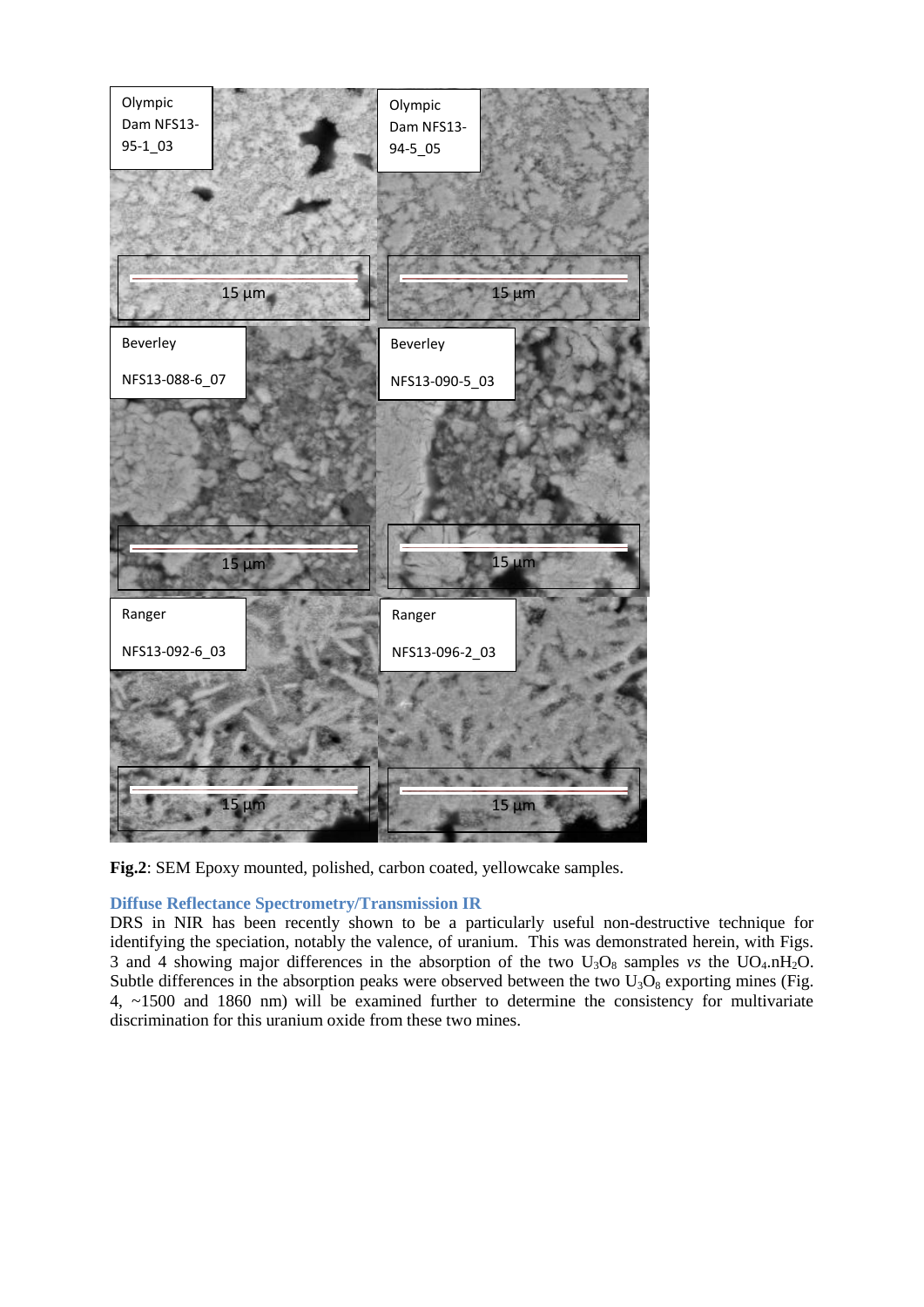**Fig.2**: SEM Epoxy mounted, polished, carbon coated, yellowcake samples.

### Diffuse Reflectance Spectrometry/Transmission IR

DRS in NIR has been recently shown to be a particularly useful non-destructive technique for identifying the speciation, notably the valence, of uranium. This was demonstrated herein, with Figs. 3 and 4 showing major differences in the absorption of the two $U_3O_8$ samples *vs* the $UO_4.nH_2O$. Subtle differences in the absorption peaks were observed between the two $U_3O_8$ exporting mines (Fig. 4, ~1500 and 1860 nm) will be examined further to determine the consistency for multivariate discrimination for this uranium oxide from these two mines.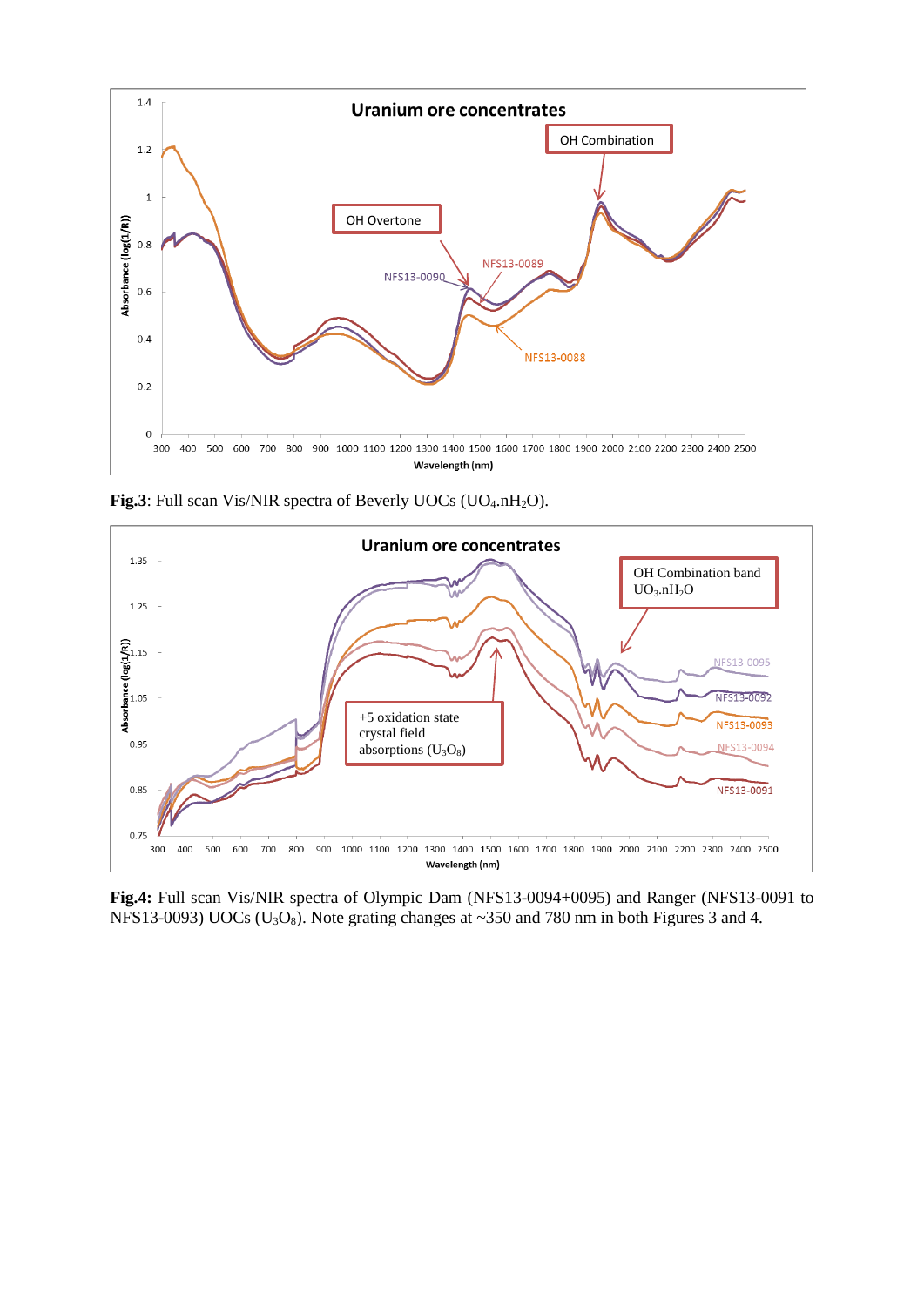Fig.3: Full scan Vis/NIR spectra of Beverly UOCs ($UO_4.nH_2O$).

Fig.4: Full scan Vis/NIR spectra of Olympic Dam (NFS13-0094+0095) and Ranger (NFS13-0091 to NFS13-0093) UOCs ($U_3O_8$). Note grating changes at ~350 and 780 nm in both Figures 3 and 4.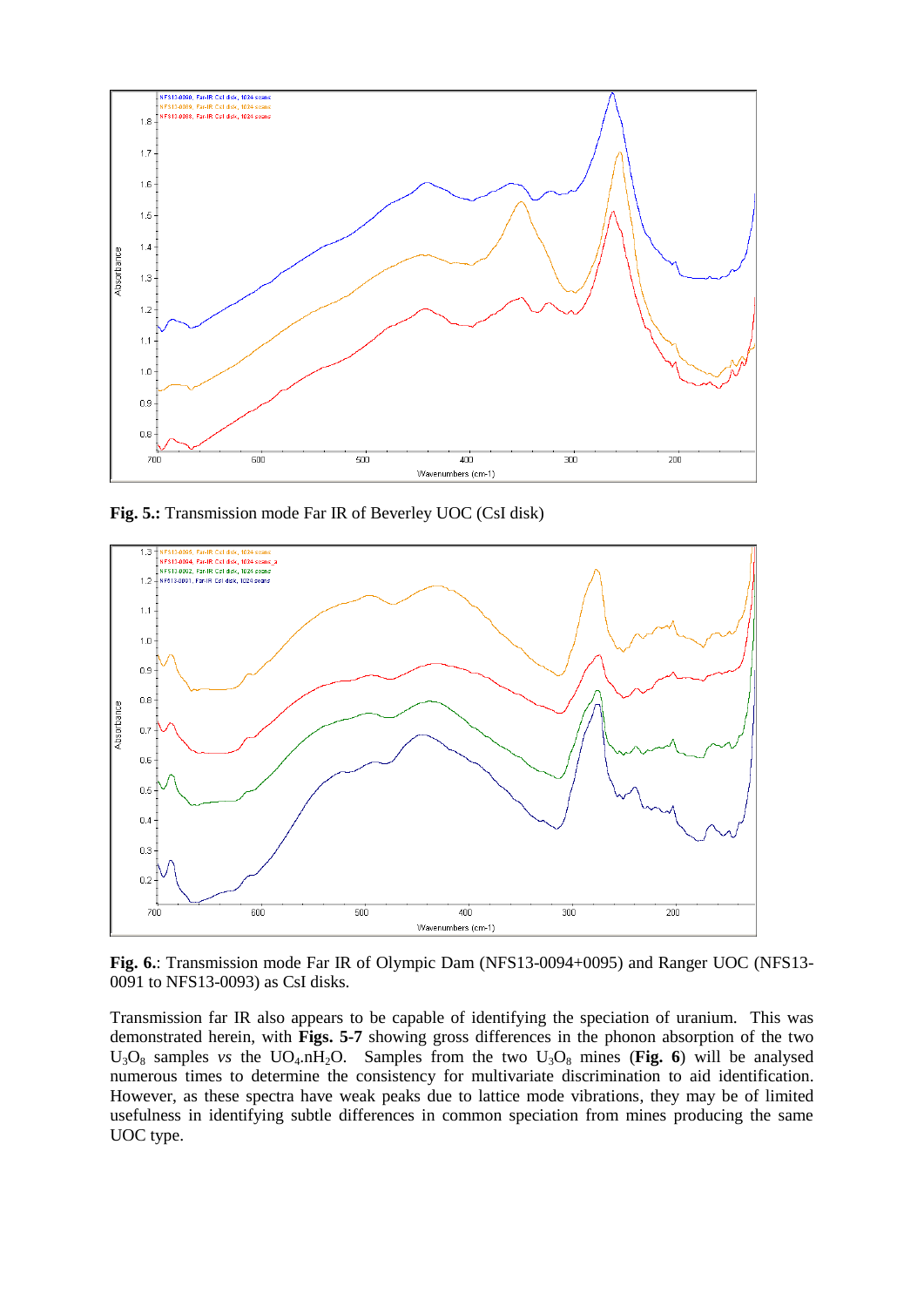**Fig. 5.:** Transmission mode Far IR of Beverley UOC (CsI disk)

**Fig. 6.**: Transmission mode Far IR of Olympic Dam (NFS13-0094+0095) and Ranger UOC (NFS13-0091 to NFS13-0093) as CsI disks.

Transmission far IR also appears to be capable of identifying the speciation of uranium. This was demonstrated herein, with **Figs. 5-7** showing gross differences in the phonon absorption of the two $U_3O_8$ samples *vs* the $UO_4.nH_2O$. Samples from the two $U_3O_8$ mines (**Fig. 6**) will be analysed numerous times to determine the consistency for multivariate discrimination to aid identification. However, as these spectra have weak peaks due to lattice mode vibrations, they may be of limited usefulness in identifying subtle differences in common speciation from mines producing the same UOC type.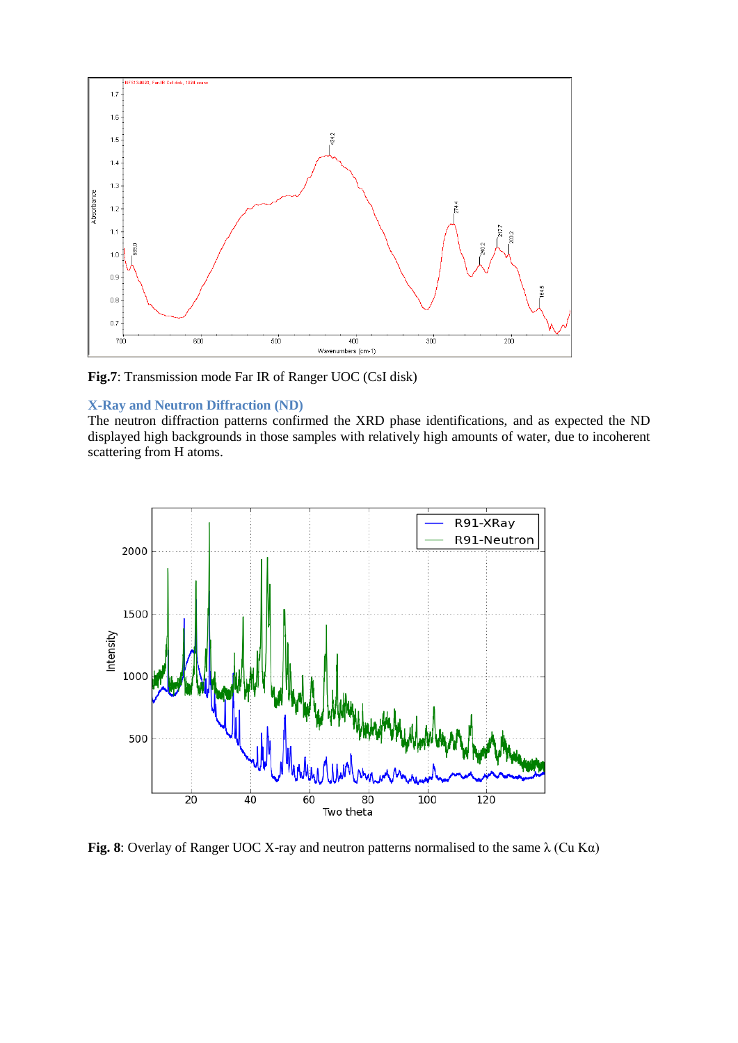**Fig.7**: Transmission mode Far IR of Ranger UOC (CsI disk)

## X-Ray and Neutron Diffraction (ND)

The neutron diffraction patterns confirmed the XRD phase identifications, and as expected the ND displayed high backgrounds in those samples with relatively high amounts of water, due to incoherent scattering from H atoms.

**Fig. 8**: Overlay of Ranger UOC X-ray and neutron patterns normalised to the same λ (Cu Kα)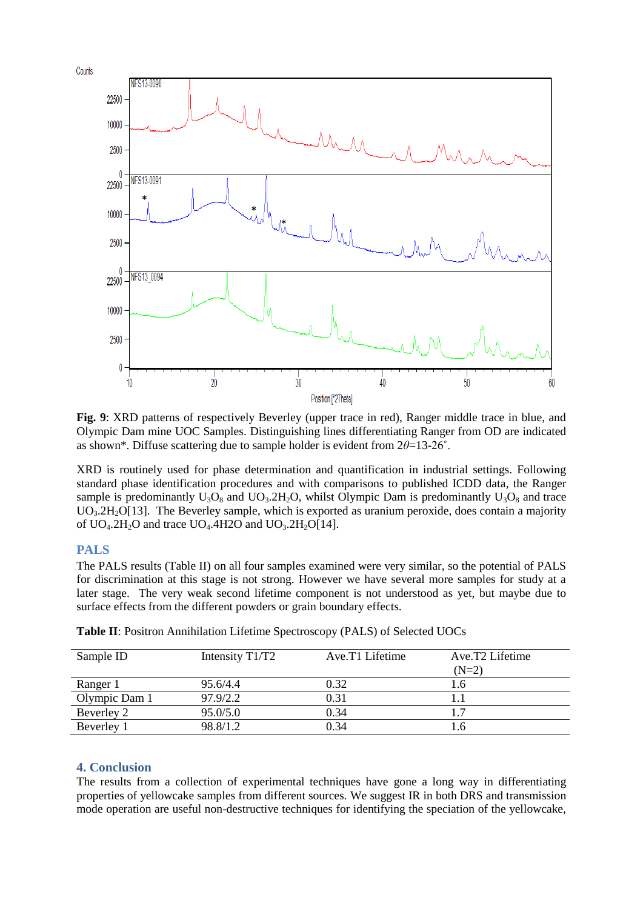**Fig. 9**: XRD patterns of respectively Beverley (upper trace in red), Ranger middle trace in blue, and Olympic Dam mine UOC Samples. Distinguishing lines differentiating Ranger from OD are indicated as shown*. Diffuse scattering due to sample holder is evident from $2\theta$=13-26˚.

XRD is routinely used for phase determination and quantification in industrial settings. Following standard phase identification procedures and with comparisons to published ICDD data, the Ranger sample is predominantly $U_3O_8$ and $UO_3.2H_2O$, whilst Olympic Dam is predominantly $U_3O_8$ and trace $UO_3.2H_2O$[13]. The Beverley sample, which is exported as uranium peroxide, does contain a majority of $UO_4.2H_2O$ and trace $UO_4$.4H2O and $UO_3.2H_2O$[14].

## PALS

The PALS results (Table II) on all four samples examined were very similar, so the potential of PALS for discrimination at this stage is not strong. However we have several more samples for study at a later stage. The very weak second lifetime component is not understood as yet, but maybe due to surface effects from the different powders or grain boundary effects.

**Table II**: Positron Annihilation Lifetime Spectroscopy (PALS) of Selected UOCs

| Sample ID | Intensity T1/T2 | Ave.T1 Lifetime | Ave.T2 Lifetime (N=2) |
|---|---|---|---|
| Ranger 1 | 95.6/4.4 | 0.32 | 1.6 |
| Olympic Dam 1 | 97.9/2.2 | 0.31 | 1.1 |
| Beverley 2 | 95.0/5.0 | 0.34 | 1.7 |
| Beverley 1 | 98.8/1.2 | 0.34 | 1.6 |

## 4. Conclusion

The results from a collection of experimental techniques have gone a long way in differentiating properties of yellowcake samples from different sources. We suggest IR in both DRS and transmission mode operation are useful non-destructive techniques for identifying the speciation of the yellowcake,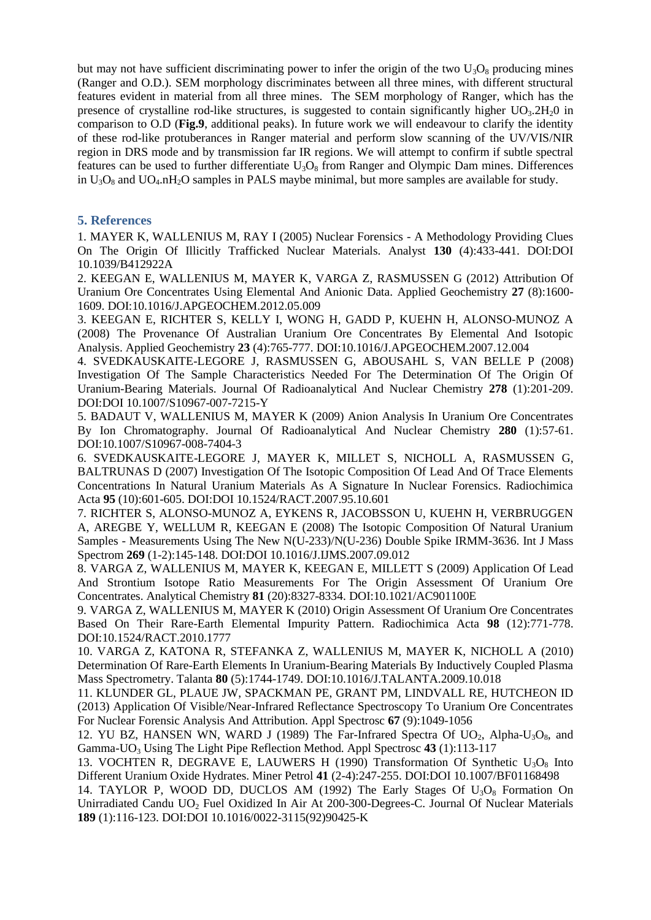but may not have sufficient discriminating power to infer the origin of the two $U_3O_8$ producing mines (Ranger and O.D.). SEM morphology discriminates between all three mines, with different structural features evident in material from all three mines. The SEM morphology of Ranger, which has the presence of crystalline rod-like structures, is suggested to contain significantly higher $UO_3.2H_20$ in comparison to O.D (**Fig.9**, additional peaks). In future work we will endeavour to clarify the identity of these rod-like protuberances in Ranger material and perform slow scanning of the UV/VIS/NIR region in DRS mode and by transmission far IR regions. We will attempt to confirm if subtle spectral features can be used to further differentiate $U_3O_8$ from Ranger and Olympic Dam mines. Differences in $U_3O_8$ and $UO_4.nH_2O$ samples in PALS maybe minimal, but more samples are available for study.

## 5. References

1. MAYER K, WALLENIUS M, RAY I (2005) Nuclear Forensics - A Methodology Providing Clues On The Origin Of Illicitly Trafficked Nuclear Materials. Analyst **130** (4):433-441. DOI:DOI 10.1039/B412922A

2. KEEGAN E, WALLENIUS M, MAYER K, VARGA Z, RASMUSSEN G (2012) Attribution Of Uranium Ore Concentrates Using Elemental And Anionic Data. Applied Geochemistry **27** (8):1600-1609. DOI:10.1016/J.APGEOCHEM.2012.05.009

3. KEEGAN E, RICHTER S, KELLY I, WONG H, GADD P, KUEHN H, ALONSO-MUNOZ A (2008) The Provenance Of Australian Uranium Ore Concentrates By Elemental And Isotopic Analysis. Applied Geochemistry **23** (4):765-777. DOI:10.1016/J.APGEOCHEM.2007.12.004

4. SVEDKAUSKAITE-LEGORE J, RASMUSSEN G, ABOUSAHL S, VAN BELLE P (2008) Investigation Of The Sample Characteristics Needed For The Determination Of The Origin Of Uranium-Bearing Materials. Journal Of Radioanalytical And Nuclear Chemistry **278** (1):201-209. DOI:DOI 10.1007/S10967-007-7215-Y

5. BADAUT V, WALLENIUS M, MAYER K (2009) Anion Analysis In Uranium Ore Concentrates By Ion Chromatography. Journal Of Radioanalytical And Nuclear Chemistry **280** (1):57-61. DOI:10.1007/S10967-008-7404-3

6. SVEDKAUSKAITE-LEGORE J, MAYER K, MILLET S, NICHOLL A, RASMUSSEN G, BALTRUNAS D (2007) Investigation Of The Isotopic Composition Of Lead And Of Trace Elements Concentrations In Natural Uranium Materials As A Signature In Nuclear Forensics. Radiochimica Acta **95** (10):601-605. DOI:DOI 10.1524/RACT.2007.95.10.601

7. RICHTER S, ALONSO-MUNOZ A, EYKENS R, JACOBSSON U, KUEHN H, VERBRUGGEN A, AREGBE Y, WELLUM R, KEEGAN E (2008) The Isotopic Composition Of Natural Uranium Samples - Measurements Using The New N(U-233)/N(U-236) Double Spike IRMM-3636. Int J Mass Spectrom **269** (1-2):145-148. DOI:DOI 10.1016/J.IJMS.2007.09.012

8. VARGA Z, WALLENIUS M, MAYER K, KEEGAN E, MILLETT S (2009) Application Of Lead And Strontium Isotope Ratio Measurements For The Origin Assessment Of Uranium Ore Concentrates. Analytical Chemistry **81** (20):8327-8334. DOI:10.1021/AC901100E

9. VARGA Z, WALLENIUS M, MAYER K (2010) Origin Assessment Of Uranium Ore Concentrates Based On Their Rare-Earth Elemental Impurity Pattern. Radiochimica Acta **98** (12):771-778. DOI:10.1524/RACT.2010.1777

10. VARGA Z, KATONA R, STEFANKA Z, WALLENIUS M, MAYER K, NICHOLL A (2010) Determination Of Rare-Earth Elements In Uranium-Bearing Materials By Inductively Coupled Plasma Mass Spectrometry. Talanta **80** (5):1744-1749. DOI:10.1016/J.TALANTA.2009.10.018

11. KLUNDER GL, PLAUE JW, SPACKMAN PE, GRANT PM, LINDVALL RE, HUTCHEON ID (2013) Application Of Visible/Near-Infrared Reflectance Spectroscopy To Uranium Ore Concentrates For Nuclear Forensic Analysis And Attribution. Appl Spectrosc **67** (9):1049-1056

12. YU BZ, HANSEN WN, WARD J (1989) The Far-Infrared Spectra Of $UO_2$, Alpha-$U_3O_8$, and Gamma-$UO_3$ Using The Light Pipe Reflection Method. Appl Spectrosc **43** (1):113-117

13. VOCHTEN R, DEGRAVE E, LAUWERS H (1990) Transformation Of Synthetic $U_3O_8$ Into Different Uranium Oxide Hydrates. Miner Petrol **41** (2-4):247-255. DOI:DOI 10.1007/BF01168498

14. TAYLOR P, WOOD DD, DUCLOS AM (1992) The Early Stages Of $U_3O_8$ Formation On Unirradiated Candu $UO_2$ Fuel Oxidized In Air At 200-300-Degrees-C. Journal Of Nuclear Materials **189** (1):116-123. DOI:DOI 10.1016/0022-3115(92)90425-K